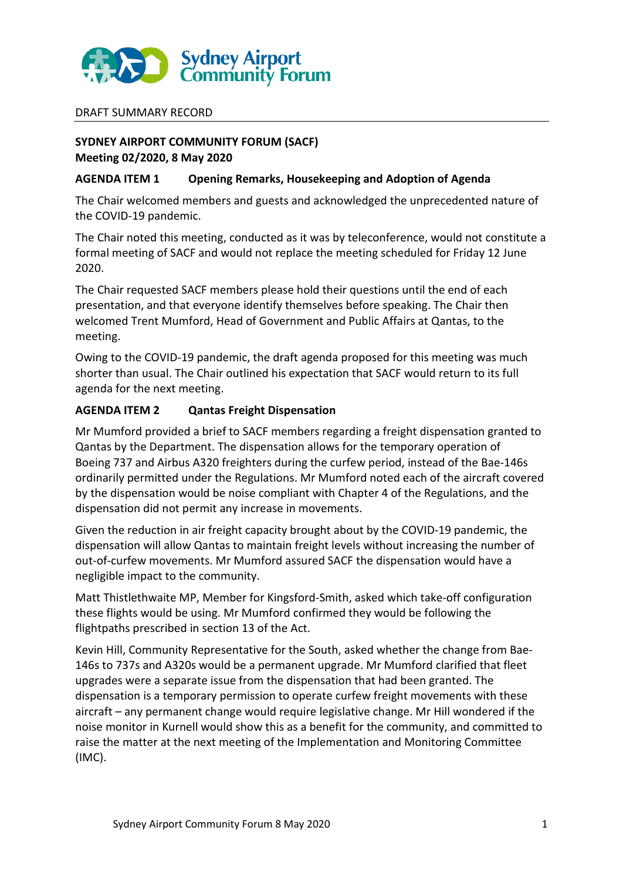Sydney Airport Community Forum

DRAFT SUMMARY RECORD

**SYDNEY AIRPORT COMMUNITY FORUM (SACF)**
**Meeting 02/2020, 8 May 2020**

**AGENDA ITEM 1 Opening Remarks, Housekeeping and Adoption of Agenda**

The Chair welcomed members and guests and acknowledged the unprecedented nature of the COVID-19 pandemic.

The Chair noted this meeting, conducted as it was by teleconference, would not constitute a formal meeting of SACF and would not replace the meeting scheduled for Friday 12 June 2020.

The Chair requested SACF members please hold their questions until the end of each presentation, and that everyone identify themselves before speaking. The Chair then welcomed Trent Mumford, Head of Government and Public Affairs at Qantas, to the meeting.

Owing to the COVID-19 pandemic, the draft agenda proposed for this meeting was much shorter than usual. The Chair outlined his expectation that SACF would return to its full agenda for the next meeting.

**AGENDA ITEM 2 Qantas Freight Dispensation**

Mr Mumford provided a brief to SACF members regarding a freight dispensation granted to Qantas by the Department. The dispensation allows for the temporary operation of Boeing 737 and Airbus A320 freighters during the curfew period, instead of the Bae-146s ordinarily permitted under the Regulations. Mr Mumford noted each of the aircraft covered by the dispensation would be noise compliant with Chapter 4 of the Regulations, and the dispensation did not permit any increase in movements.

Given the reduction in air freight capacity brought about by the COVID-19 pandemic, the dispensation will allow Qantas to maintain freight levels without increasing the number of out-of-curfew movements. Mr Mumford assured SACF the dispensation would have a negligible impact to the community.

Matt Thistlethwaite MP, Member for Kingsford-Smith, asked which take-off configuration these flights would be using. Mr Mumford confirmed they would be following the flightpaths prescribed in section 13 of the Act.

Kevin Hill, Community Representative for the South, asked whether the change from Bae-146s to 737s and A320s would be a permanent upgrade. Mr Mumford clarified that fleet upgrades were a separate issue from the dispensation that had been granted. The dispensation is a temporary permission to operate curfew freight movements with these aircraft – any permanent change would require legislative change. Mr Hill wondered if the noise monitor in Kurnell would show this as a benefit for the community, and committed to raise the matter at the next meeting of the Implementation and Monitoring Committee (IMC).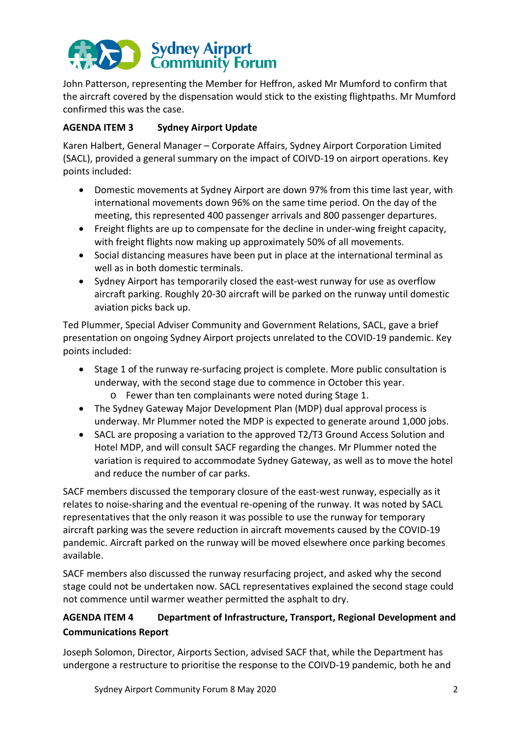John Patterson, representing the Member for Heffron, asked Mr Mumford to confirm that the aircraft covered by the dispensation would stick to the existing flightpaths. Mr Mumford confirmed this was the case.

**AGENDA ITEM 3 Sydney Airport Update**

Karen Halbert, General Manager – Corporate Affairs, Sydney Airport Corporation Limited (SACL), provided a general summary on the impact of COIVD-19 on airport operations. Key points included:

- Domestic movements at Sydney Airport are down 97% from this time last year, with international movements down 96% on the same time period. On the day of the meeting, this represented 400 passenger arrivals and 800 passenger departures.
- Freight flights are up to compensate for the decline in under-wing freight capacity, with freight flights now making up approximately 50% of all movements.
- Social distancing measures have been put in place at the international terminal as well as in both domestic terminals.
- Sydney Airport has temporarily closed the east-west runway for use as overflow aircraft parking. Roughly 20-30 aircraft will be parked on the runway until domestic aviation picks back up.

Ted Plummer, Special Adviser Community and Government Relations, SACL, gave a brief presentation on ongoing Sydney Airport projects unrelated to the COVID-19 pandemic. Key points included:

- Stage 1 of the runway re-surfacing project is complete. More public consultation is underway, with the second stage due to commence in October this year.
  - Fewer than ten complainants were noted during Stage 1.
- The Sydney Gateway Major Development Plan (MDP) dual approval process is underway. Mr Plummer noted the MDP is expected to generate around 1,000 jobs.
- SACL are proposing a variation to the approved T2/T3 Ground Access Solution and Hotel MDP, and will consult SACF regarding the changes. Mr Plummer noted the variation is required to accommodate Sydney Gateway, as well as to move the hotel and reduce the number of car parks.

SACF members discussed the temporary closure of the east-west runway, especially as it relates to noise-sharing and the eventual re-opening of the runway. It was noted by SACL representatives that the only reason it was possible to use the runway for temporary aircraft parking was the severe reduction in aircraft movements caused by the COVID-19 pandemic. Aircraft parked on the runway will be moved elsewhere once parking becomes available.

SACF members also discussed the runway resurfacing project, and asked why the second stage could not be undertaken now. SACL representatives explained the second stage could not commence until warmer weather permitted the asphalt to dry.

**AGENDA ITEM 4 Department of Infrastructure, Transport, Regional Development and Communications Report**

Joseph Solomon, Director, Airports Section, advised SACF that, while the Department has undergone a restructure to prioritise the response to the COIVD-19 pandemic, both he and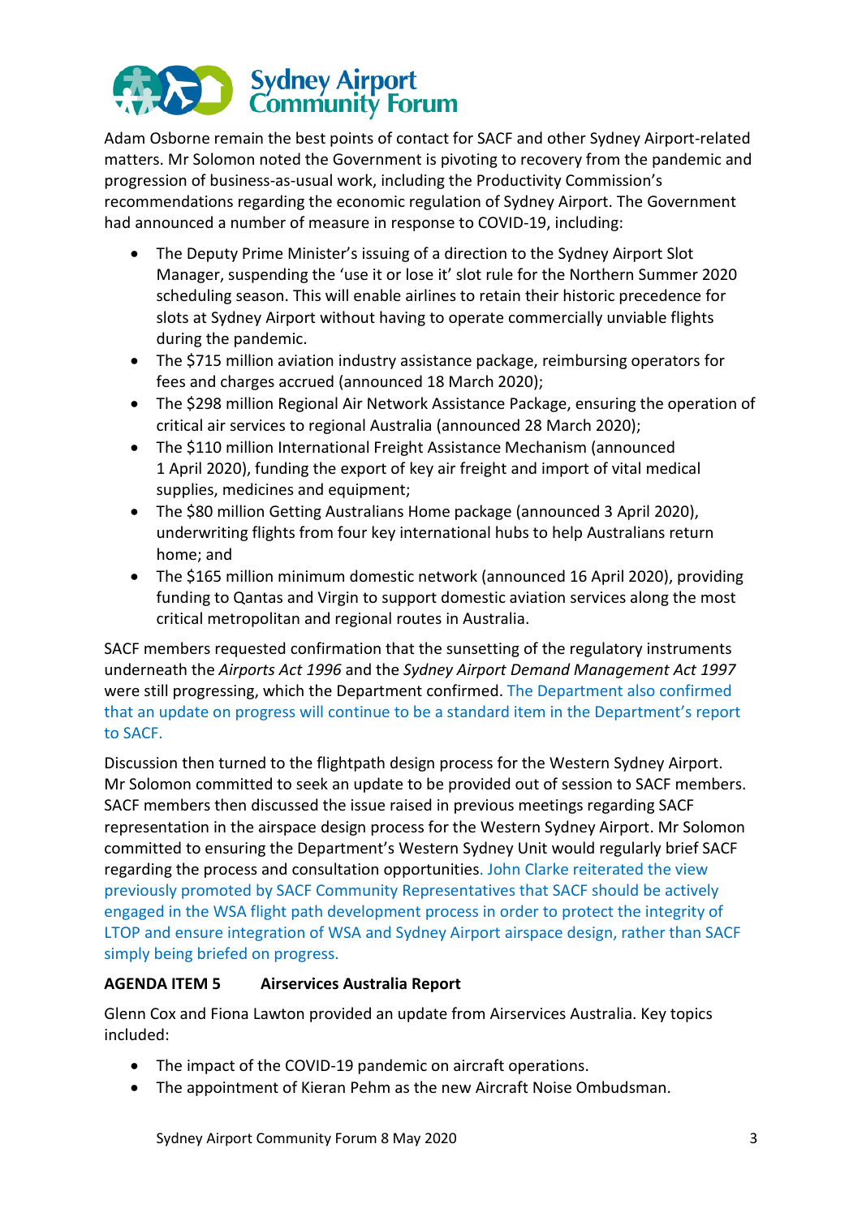Adam Osborne remain the best points of contact for SACF and other Sydney Airport-related matters. Mr Solomon noted the Government is pivoting to recovery from the pandemic and progression of business-as-usual work, including the Productivity Commission's recommendations regarding the economic regulation of Sydney Airport. The Government had announced a number of measure in response to COVID-19, including:

- The Deputy Prime Minister's issuing of a direction to the Sydney Airport Slot Manager, suspending the 'use it or lose it' slot rule for the Northern Summer 2020 scheduling season. This will enable airlines to retain their historic precedence for slots at Sydney Airport without having to operate commercially unviable flights during the pandemic.
- The $715 million aviation industry assistance package, reimbursing operators for fees and charges accrued (announced 18 March 2020);
- The $298 million Regional Air Network Assistance Package, ensuring the operation of critical air services to regional Australia (announced 28 March 2020);
- The $110 million International Freight Assistance Mechanism (announced 1 April 2020), funding the export of key air freight and import of vital medical supplies, medicines and equipment;
- The $80 million Getting Australians Home package (announced 3 April 2020), underwriting flights from four key international hubs to help Australians return home; and
- The $165 million minimum domestic network (announced 16 April 2020), providing funding to Qantas and Virgin to support domestic aviation services along the most critical metropolitan and regional routes in Australia.

SACF members requested confirmation that the sunsetting of the regulatory instruments underneath the *Airports Act 1996* and the *Sydney Airport Demand Management Act 1997* were still progressing, which the Department confirmed. The Department also confirmed that an update on progress will continue to be a standard item in the Department's report to SACF.

Discussion then turned to the flightpath design process for the Western Sydney Airport. Mr Solomon committed to seek an update to be provided out of session to SACF members. SACF members then discussed the issue raised in previous meetings regarding SACF representation in the airspace design process for the Western Sydney Airport. Mr Solomon committed to ensuring the Department's Western Sydney Unit would regularly brief SACF regarding the process and consultation opportunities. John Clarke reiterated the view previously promoted by SACF Community Representatives that SACF should be actively engaged in the WSA flight path development process in order to protect the integrity of LTOP and ensure integration of WSA and Sydney Airport airspace design, rather than SACF simply being briefed on progress.

**AGENDA ITEM 5 Airservices Australia Report**

Glenn Cox and Fiona Lawton provided an update from Airservices Australia. Key topics included:

- The impact of the COVID-19 pandemic on aircraft operations.
- The appointment of Kieran Pehm as the new Aircraft Noise Ombudsman.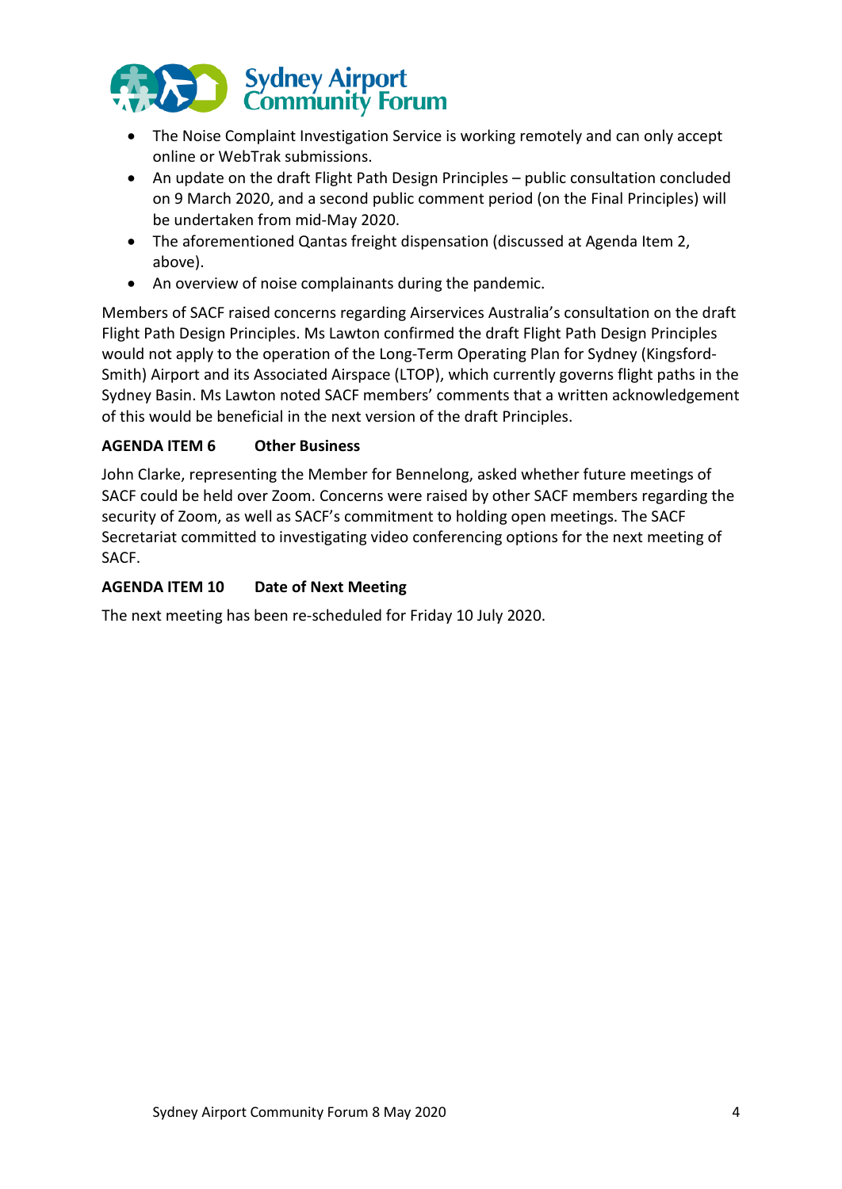- The Noise Complaint Investigation Service is working remotely and can only accept online or WebTrak submissions.
- An update on the draft Flight Path Design Principles – public consultation concluded on 9 March 2020, and a second public comment period (on the Final Principles) will be undertaken from mid-May 2020.
- The aforementioned Qantas freight dispensation (discussed at Agenda Item 2, above).
- An overview of noise complainants during the pandemic.

Members of SACF raised concerns regarding Airservices Australia's consultation on the draft Flight Path Design Principles. Ms Lawton confirmed the draft Flight Path Design Principles would not apply to the operation of the Long-Term Operating Plan for Sydney (Kingsford-Smith) Airport and its Associated Airspace (LTOP), which currently governs flight paths in the Sydney Basin. Ms Lawton noted SACF members' comments that a written acknowledgement of this would be beneficial in the next version of the draft Principles.

**AGENDA ITEM 6 Other Business**

John Clarke, representing the Member for Bennelong, asked whether future meetings of SACF could be held over Zoom. Concerns were raised by other SACF members regarding the security of Zoom, as well as SACF's commitment to holding open meetings. The SACF Secretariat committed to investigating video conferencing options for the next meeting of SACF.

**AGENDA ITEM 10 Date of Next Meeting**

The next meeting has been re-scheduled for Friday 10 July 2020.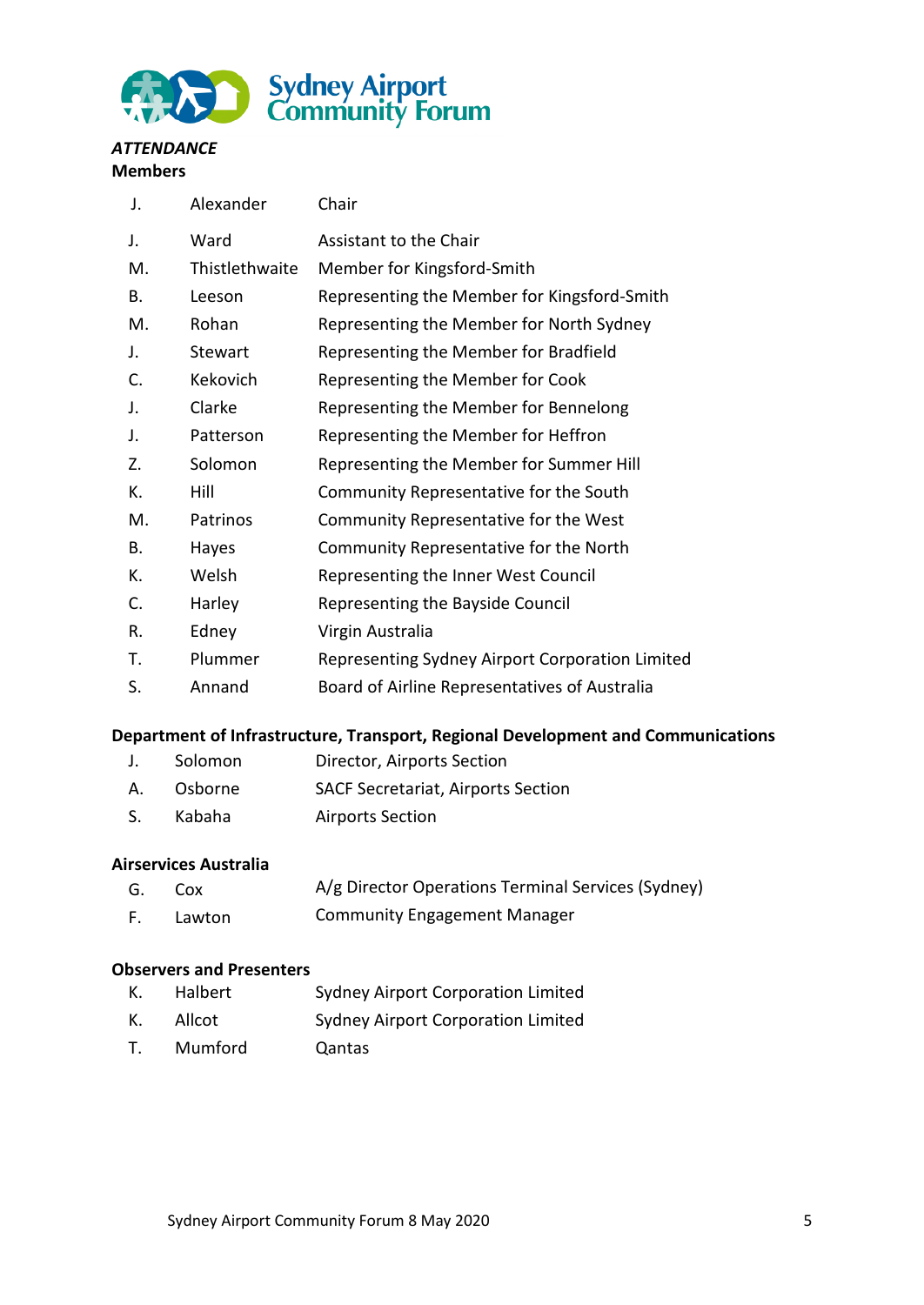Sydney Airport Community Forum

***ATTENDANCE***

**Members**

| | | |
|---|---|---|
| J. | Alexander | Chair |
| J. | Ward | Assistant to the Chair |
| M. | Thistlethwaite | Member for Kingsford-Smith |
| B. | Leeson | Representing the Member for Kingsford-Smith |
| M. | Rohan | Representing the Member for North Sydney |
| J. | Stewart | Representing the Member for Bradfield |
| C. | Kekovich | Representing the Member for Cook |
| J. | Clarke | Representing the Member for Bennelong |
| J. | Patterson | Representing the Member for Heffron |
| Z. | Solomon | Representing the Member for Summer Hill |
| K. | Hill | Community Representative for the South |
| M. | Patrinos | Community Representative for the West |
| B. | Hayes | Community Representative for the North |
| K. | Welsh | Representing the Inner West Council |
| C. | Harley | Representing the Bayside Council |
| R. | Edney | Virgin Australia |
| T. | Plummer | Representing Sydney Airport Corporation Limited |
| S. | Annand | Board of Airline Representatives of Australia |

**Department of Infrastructure, Transport, Regional Development and Communications**

| | | |
|---|---|---|
| J. | Solomon | Director, Airports Section |
| A. | Osborne | SACF Secretariat, Airports Section |
| S. | Kabaha | Airports Section |

**Airservices Australia**

| | | |
|---|---|---|
| G. | Cox | A/g Director Operations Terminal Services (Sydney) |
| F. | Lawton | Community Engagement Manager |

**Observers and Presenters**

| | | |
|---|---|---|
| K. | Halbert | Sydney Airport Corporation Limited |
| K. | Allcot | Sydney Airport Corporation Limited |
| T. | Mumford | Qantas |